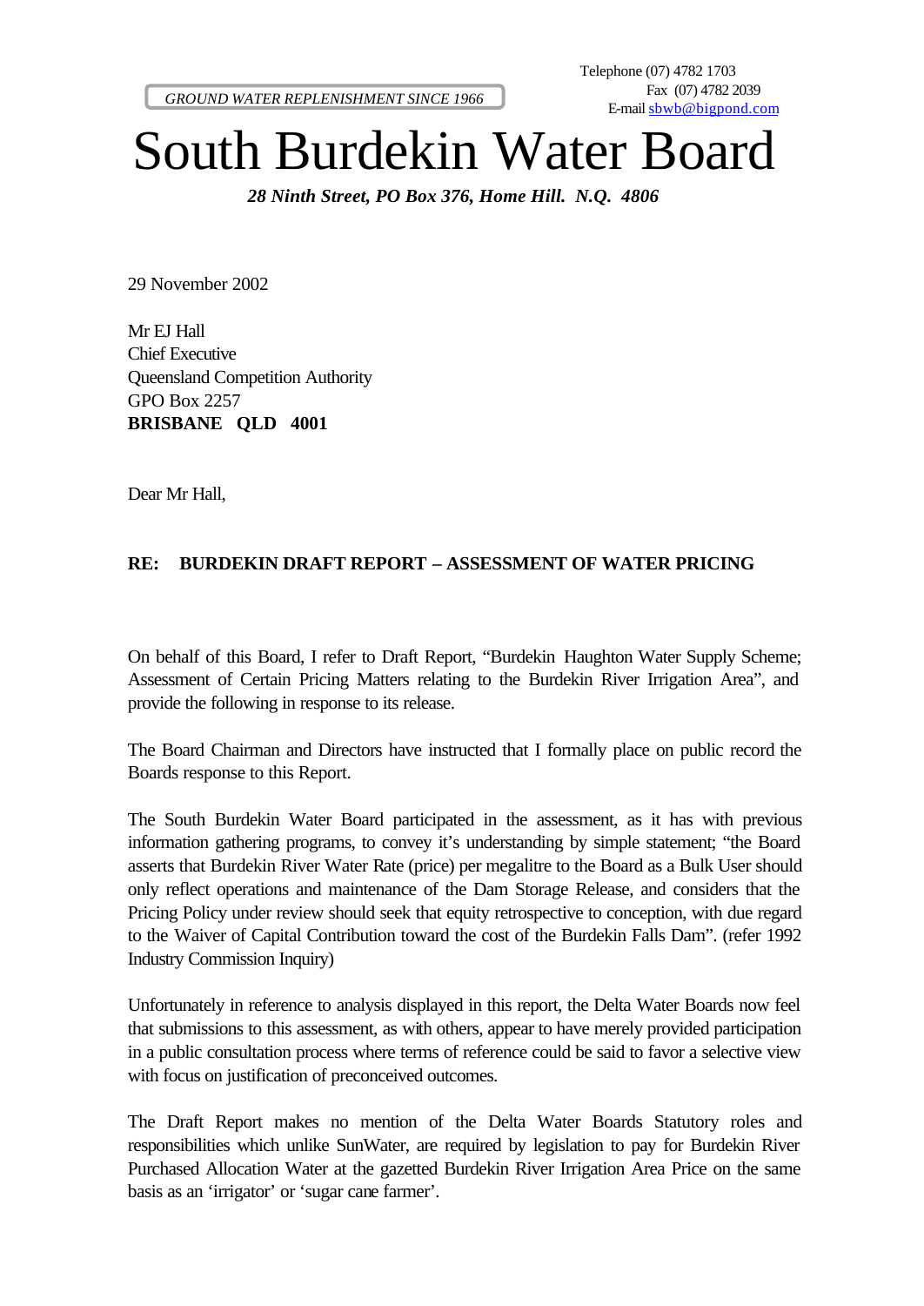GROUND WATER REPLENISHMENT SINCE 1966

Telephone (07) 4782 1703
Fax (07) 4782 2039
E-mail sbwb@bigpond.com

# South Burdekin Water Board

***28 Ninth Street, PO Box 376, Home Hill. N.Q. 4806***

29 November 2002

Mr EJ Hall
Chief Executive
Queensland Competition Authority
GPO Box 2257
**BRISBANE QLD 4001**

Dear Mr Hall,

**RE: BURDEKIN DRAFT REPORT – ASSESSMENT OF WATER PRICING**

On behalf of this Board, I refer to Draft Report, "Burdekin Haughton Water Supply Scheme; Assessment of Certain Pricing Matters relating to the Burdekin River Irrigation Area", and provide the following in response to its release.

The Board Chairman and Directors have instructed that I formally place on public record the Boards response to this Report.

The South Burdekin Water Board participated in the assessment, as it has with previous information gathering programs, to convey it's understanding by simple statement; "the Board asserts that Burdekin River Water Rate (price) per megalitre to the Board as a Bulk User should only reflect operations and maintenance of the Dam Storage Release, and considers that the Pricing Policy under review should seek that equity retrospective to conception, with due regard to the Waiver of Capital Contribution toward the cost of the Burdekin Falls Dam". (refer 1992 Industry Commission Inquiry)

Unfortunately in reference to analysis displayed in this report, the Delta Water Boards now feel that submissions to this assessment, as with others, appear to have merely provided participation in a public consultation process where terms of reference could be said to favor a selective view with focus on justification of preconceived outcomes.

The Draft Report makes no mention of the Delta Water Boards Statutory roles and responsibilities which unlike SunWater, are required by legislation to pay for Burdekin River Purchased Allocation Water at the gazetted Burdekin River Irrigation Area Price on the same basis as an 'irrigator' or 'sugar cane farmer'.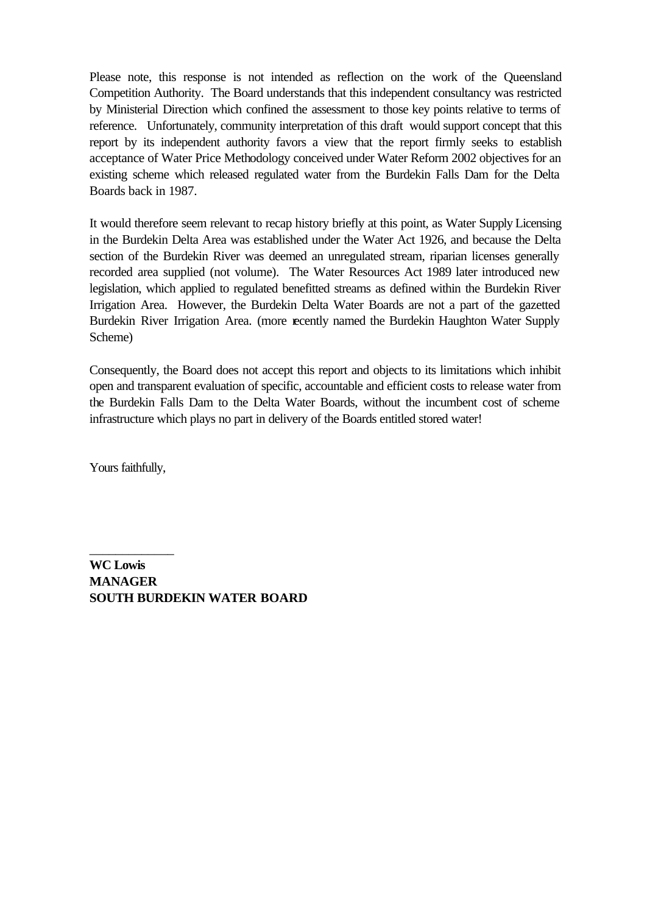Please note, this response is not intended as reflection on the work of the Queensland Competition Authority. The Board understands that this independent consultancy was restricted by Ministerial Direction which confined the assessment to those key points relative to terms of reference. Unfortunately, community interpretation of this draft would support concept that this report by its independent authority favors a view that the report firmly seeks to establish acceptance of Water Price Methodology conceived under Water Reform 2002 objectives for an existing scheme which released regulated water from the Burdekin Falls Dam for the Delta Boards back in 1987.

It would therefore seem relevant to recap history briefly at this point, as Water Supply Licensing in the Burdekin Delta Area was established under the Water Act 1926, and because the Delta section of the Burdekin River was deemed an unregulated stream, riparian licenses generally recorded area supplied (not volume). The Water Resources Act 1989 later introduced new legislation, which applied to regulated benefitted streams as defined within the Burdekin River Irrigation Area. However, the Burdekin Delta Water Boards are not a part of the gazetted Burdekin River Irrigation Area. (more recently named the Burdekin Haughton Water Supply Scheme)

Consequently, the Board does not accept this report and objects to its limitations which inhibit open and transparent evaluation of specific, accountable and efficient costs to release water from the Burdekin Falls Dam to the Delta Water Boards, without the incumbent cost of scheme infrastructure which plays no part in delivery of the Boards entitled stored water!

Yours faithfully,

\_\_\_\_\_\_\_\_\_\_\_\_\_

**WC Lowis**
**MANAGER**
**SOUTH BURDEKIN WATER BOARD**